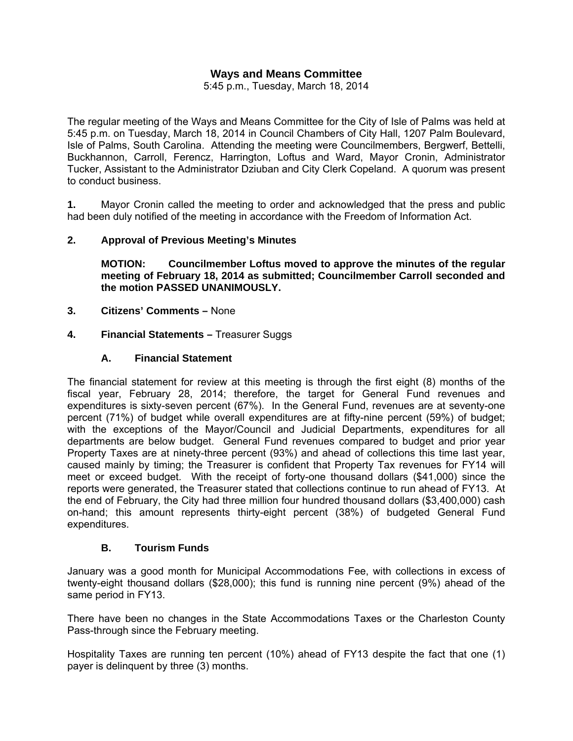# Ways and Means Committee

5:45 p.m., Tuesday, March 18, 2014

The regular meeting of the Ways and Means Committee for the City of Isle of Palms was held at 5:45 p.m. on Tuesday, March 18, 2014 in Council Chambers of City Hall, 1207 Palm Boulevard, Isle of Palms, South Carolina. Attending the meeting were Councilmembers, Bergwerf, Bettelli, Buckhannon, Carroll, Ferencz, Harrington, Loftus and Ward, Mayor Cronin, Administrator Tucker, Assistant to the Administrator Dziuban and City Clerk Copeland. A quorum was present to conduct business.

**1.** Mayor Cronin called the meeting to order and acknowledged that the press and public had been duly notified of the meeting in accordance with the Freedom of Information Act.

**2. Approval of Previous Meeting's Minutes**

**MOTION: Councilmember Loftus moved to approve the minutes of the regular meeting of February 18, 2014 as submitted; Councilmember Carroll seconded and the motion PASSED UNANIMOUSLY.**

**3. Citizens' Comments –** None

**4. Financial Statements –** Treasurer Suggs

**A. Financial Statement**

The financial statement for review at this meeting is through the first eight (8) months of the fiscal year, February 28, 2014; therefore, the target for General Fund revenues and expenditures is sixty-seven percent (67%). In the General Fund, revenues are at seventy-one percent (71%) of budget while overall expenditures are at fifty-nine percent (59%) of budget; with the exceptions of the Mayor/Council and Judicial Departments, expenditures for all departments are below budget. General Fund revenues compared to budget and prior year Property Taxes are at ninety-three percent (93%) and ahead of collections this time last year, caused mainly by timing; the Treasurer is confident that Property Tax revenues for FY14 will meet or exceed budget. With the receipt of forty-one thousand dollars ($41,000) since the reports were generated, the Treasurer stated that collections continue to run ahead of FY13. At the end of February, the City had three million four hundred thousand dollars ($3,400,000) cash on-hand; this amount represents thirty-eight percent (38%) of budgeted General Fund expenditures.

**B. Tourism Funds**

January was a good month for Municipal Accommodations Fee, with collections in excess of twenty-eight thousand dollars ($28,000); this fund is running nine percent (9%) ahead of the same period in FY13.

There have been no changes in the State Accommodations Taxes or the Charleston County Pass-through since the February meeting.

Hospitality Taxes are running ten percent (10%) ahead of FY13 despite the fact that one (1) payer is delinquent by three (3) months.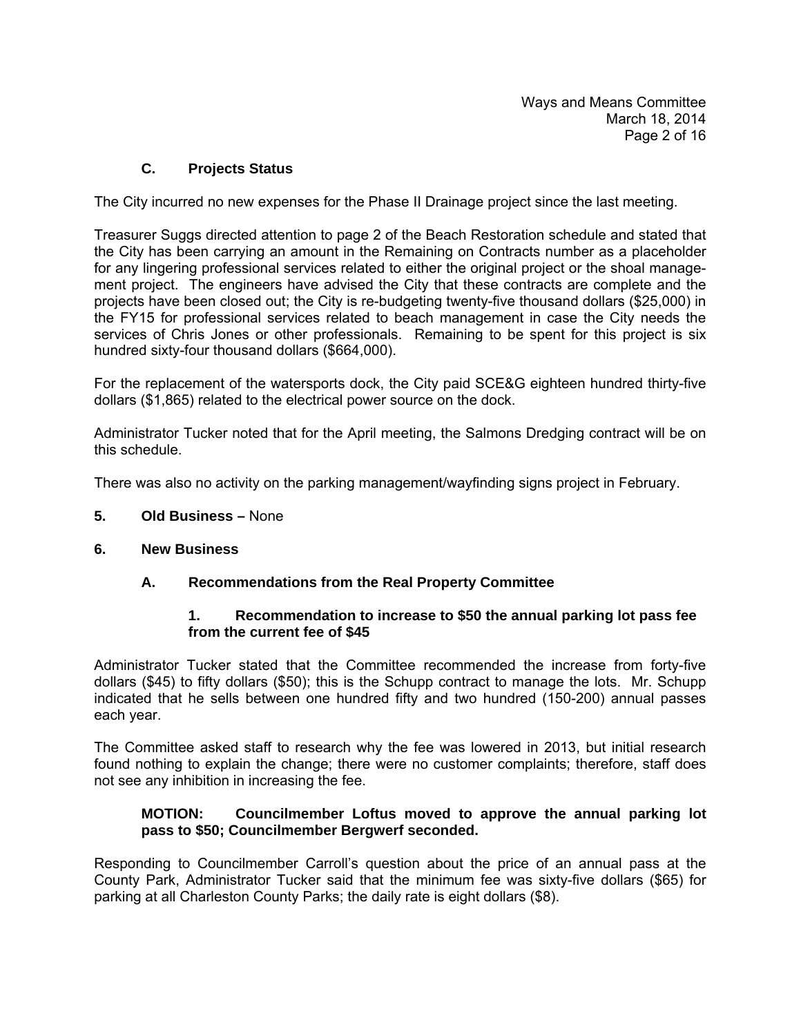### C. Projects Status

The City incurred no new expenses for the Phase II Drainage project since the last meeting.

Treasurer Suggs directed attention to page 2 of the Beach Restoration schedule and stated that the City has been carrying an amount in the Remaining on Contracts number as a placeholder for any lingering professional services related to either the original project or the shoal management project. The engineers have advised the City that these contracts are complete and the projects have been closed out; the City is re-budgeting twenty-five thousand dollars ($25,000) in the FY15 for professional services related to beach management in case the City needs the services of Chris Jones or other professionals. Remaining to be spent for this project is six hundred sixty-four thousand dollars ($664,000).

For the replacement of the watersports dock, the City paid SCE&G eighteen hundred thirty-five dollars ($1,865) related to the electrical power source on the dock.

Administrator Tucker noted that for the April meeting, the Salmons Dredging contract will be on this schedule.

There was also no activity on the parking management/wayfinding signs project in February.

## 5. Old Business – None

## 6. New Business

### A. Recommendations from the Real Property Committee

#### 1. Recommendation to increase to $50 the annual parking lot pass fee from the current fee of $45

Administrator Tucker stated that the Committee recommended the increase from forty-five dollars ($45) to fifty dollars ($50); this is the Schupp contract to manage the lots. Mr. Schupp indicated that he sells between one hundred fifty and two hundred (150-200) annual passes each year.

The Committee asked staff to research why the fee was lowered in 2013, but initial research found nothing to explain the change; there were no customer complaints; therefore, staff does not see any inhibition in increasing the fee.

**MOTION: Councilmember Loftus moved to approve the annual parking lot pass to $50; Councilmember Bergwerf seconded.**

Responding to Councilmember Carroll's question about the price of an annual pass at the County Park, Administrator Tucker said that the minimum fee was sixty-five dollars ($65) for parking at all Charleston County Parks; the daily rate is eight dollars ($8).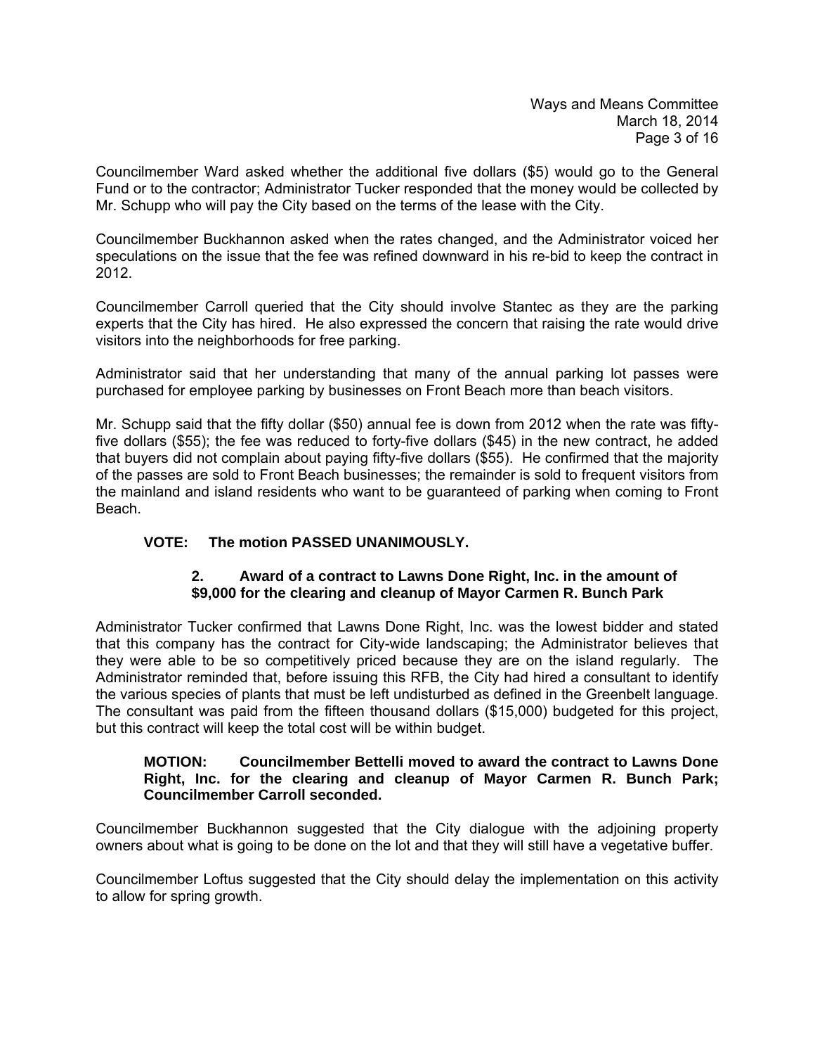Councilmember Ward asked whether the additional five dollars ($5) would go to the General Fund or to the contractor; Administrator Tucker responded that the money would be collected by Mr. Schupp who will pay the City based on the terms of the lease with the City.

Councilmember Buckhannon asked when the rates changed, and the Administrator voiced her speculations on the issue that the fee was refined downward in his re-bid to keep the contract in 2012.

Councilmember Carroll queried that the City should involve Stantec as they are the parking experts that the City has hired. He also expressed the concern that raising the rate would drive visitors into the neighborhoods for free parking.

Administrator said that her understanding that many of the annual parking lot passes were purchased for employee parking by businesses on Front Beach more than beach visitors.

Mr. Schupp said that the fifty dollar ($50) annual fee is down from 2012 when the rate was fifty-five dollars ($55); the fee was reduced to forty-five dollars ($45) in the new contract, he added that buyers did not complain about paying fifty-five dollars ($55). He confirmed that the majority of the passes are sold to Front Beach businesses; the remainder is sold to frequent visitors from the mainland and island residents who want to be guaranteed of parking when coming to Front Beach.

**VOTE: The motion PASSED UNANIMOUSLY.**

**2. Award of a contract to Lawns Done Right, Inc. in the amount of $9,000 for the clearing and cleanup of Mayor Carmen R. Bunch Park**

Administrator Tucker confirmed that Lawns Done Right, Inc. was the lowest bidder and stated that this company has the contract for City-wide landscaping; the Administrator believes that they were able to be so competitively priced because they are on the island regularly. The Administrator reminded that, before issuing this RFB, the City had hired a consultant to identify the various species of plants that must be left undisturbed as defined in the Greenbelt language. The consultant was paid from the fifteen thousand dollars ($15,000) budgeted for this project, but this contract will keep the total cost will be within budget.

**MOTION: Councilmember Bettelli moved to award the contract to Lawns Done Right, Inc. for the clearing and cleanup of Mayor Carmen R. Bunch Park; Councilmember Carroll seconded.**

Councilmember Buckhannon suggested that the City dialogue with the adjoining property owners about what is going to be done on the lot and that they will still have a vegetative buffer.

Councilmember Loftus suggested that the City should delay the implementation on this activity to allow for spring growth.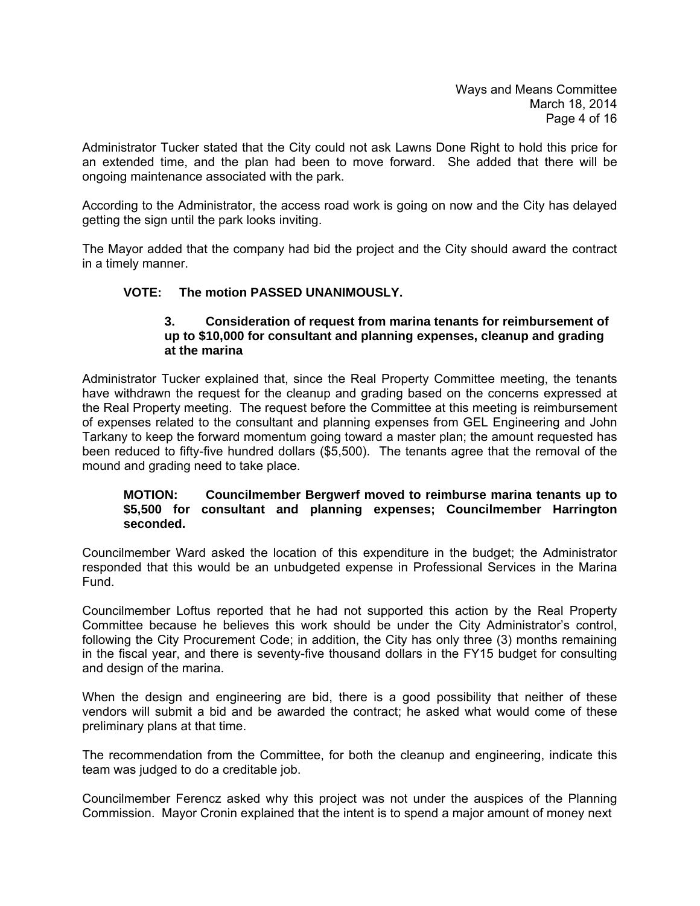Administrator Tucker stated that the City could not ask Lawns Done Right to hold this price for an extended time, and the plan had been to move forward. She added that there will be ongoing maintenance associated with the park.

According to the Administrator, the access road work is going on now and the City has delayed getting the sign until the park looks inviting.

The Mayor added that the company had bid the project and the City should award the contract in a timely manner.

**VOTE: The motion PASSED UNANIMOUSLY.**

**3. Consideration of request from marina tenants for reimbursement of up to $10,000 for consultant and planning expenses, cleanup and grading at the marina**

Administrator Tucker explained that, since the Real Property Committee meeting, the tenants have withdrawn the request for the cleanup and grading based on the concerns expressed at the Real Property meeting. The request before the Committee at this meeting is reimbursement of expenses related to the consultant and planning expenses from GEL Engineering and John Tarkany to keep the forward momentum going toward a master plan; the amount requested has been reduced to fifty-five hundred dollars ($5,500). The tenants agree that the removal of the mound and grading need to take place.

**MOTION: Councilmember Bergwerf moved to reimburse marina tenants up to $5,500 for consultant and planning expenses; Councilmember Harrington seconded.**

Councilmember Ward asked the location of this expenditure in the budget; the Administrator responded that this would be an unbudgeted expense in Professional Services in the Marina Fund.

Councilmember Loftus reported that he had not supported this action by the Real Property Committee because he believes this work should be under the City Administrator's control, following the City Procurement Code; in addition, the City has only three (3) months remaining in the fiscal year, and there is seventy-five thousand dollars in the FY15 budget for consulting and design of the marina.

When the design and engineering are bid, there is a good possibility that neither of these vendors will submit a bid and be awarded the contract; he asked what would come of these preliminary plans at that time.

The recommendation from the Committee, for both the cleanup and engineering, indicate this team was judged to do a creditable job.

Councilmember Ferencz asked why this project was not under the auspices of the Planning Commission. Mayor Cronin explained that the intent is to spend a major amount of money next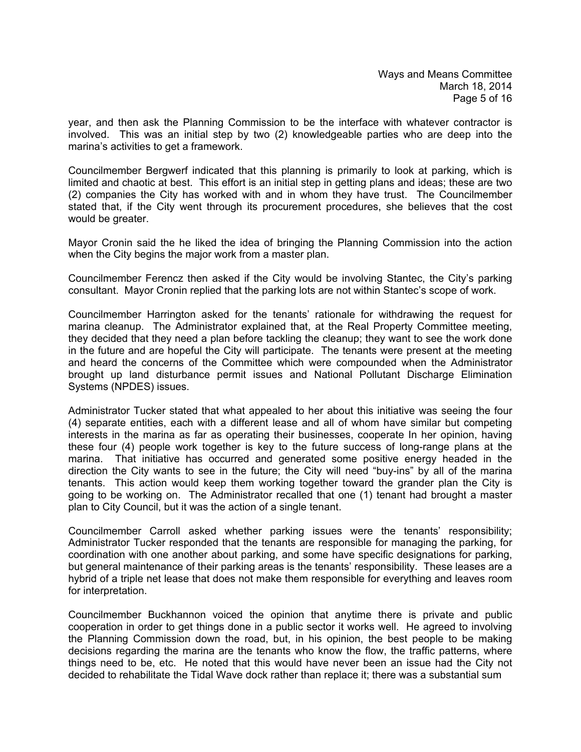year, and then ask the Planning Commission to be the interface with whatever contractor is involved. This was an initial step by two (2) knowledgeable parties who are deep into the marina's activities to get a framework.

Councilmember Bergwerf indicated that this planning is primarily to look at parking, which is limited and chaotic at best. This effort is an initial step in getting plans and ideas; these are two (2) companies the City has worked with and in whom they have trust. The Councilmember stated that, if the City went through its procurement procedures, she believes that the cost would be greater.

Mayor Cronin said the he liked the idea of bringing the Planning Commission into the action when the City begins the major work from a master plan.

Councilmember Ferencz then asked if the City would be involving Stantec, the City's parking consultant. Mayor Cronin replied that the parking lots are not within Stantec's scope of work.

Councilmember Harrington asked for the tenants' rationale for withdrawing the request for marina cleanup. The Administrator explained that, at the Real Property Committee meeting, they decided that they need a plan before tackling the cleanup; they want to see the work done in the future and are hopeful the City will participate. The tenants were present at the meeting and heard the concerns of the Committee which were compounded when the Administrator brought up land disturbance permit issues and National Pollutant Discharge Elimination Systems (NPDES) issues.

Administrator Tucker stated that what appealed to her about this initiative was seeing the four (4) separate entities, each with a different lease and all of whom have similar but competing interests in the marina as far as operating their businesses, cooperate In her opinion, having these four (4) people work together is key to the future success of long-range plans at the marina. That initiative has occurred and generated some positive energy headed in the direction the City wants to see in the future; the City will need "buy-ins" by all of the marina tenants. This action would keep them working together toward the grander plan the City is going to be working on. The Administrator recalled that one (1) tenant had brought a master plan to City Council, but it was the action of a single tenant.

Councilmember Carroll asked whether parking issues were the tenants' responsibility; Administrator Tucker responded that the tenants are responsible for managing the parking, for coordination with one another about parking, and some have specific designations for parking, but general maintenance of their parking areas is the tenants' responsibility. These leases are a hybrid of a triple net lease that does not make them responsible for everything and leaves room for interpretation.

Councilmember Buckhannon voiced the opinion that anytime there is private and public cooperation in order to get things done in a public sector it works well. He agreed to involving the Planning Commission down the road, but, in his opinion, the best people to be making decisions regarding the marina are the tenants who know the flow, the traffic patterns, where things need to be, etc. He noted that this would have never been an issue had the City not decided to rehabilitate the Tidal Wave dock rather than replace it; there was a substantial sum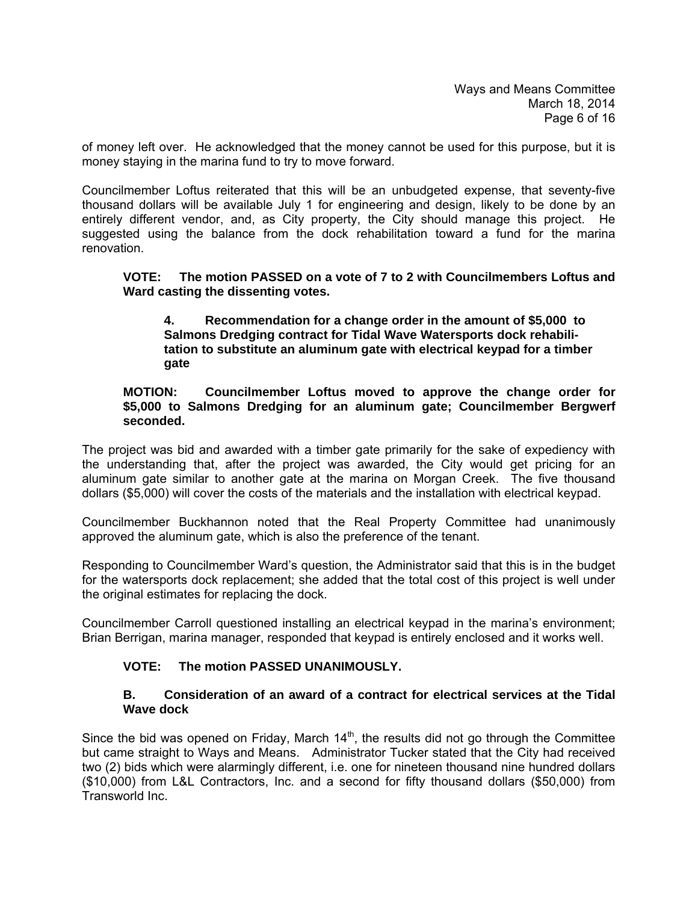of money left over. He acknowledged that the money cannot be used for this purpose, but it is money staying in the marina fund to try to move forward.

Councilmember Loftus reiterated that this will be an unbudgeted expense, that seventy-five thousand dollars will be available July 1 for engineering and design, likely to be done by an entirely different vendor, and, as City property, the City should manage this project. He suggested using the balance from the dock rehabilitation toward a fund for the marina renovation.

**VOTE: The motion PASSED on a vote of 7 to 2 with Councilmembers Loftus and Ward casting the dissenting votes.**

**4. Recommendation for a change order in the amount of $5,000 to Salmons Dredging contract for Tidal Wave Watersports dock rehabilitation to substitute an aluminum gate with electrical keypad for a timber gate**

**MOTION: Councilmember Loftus moved to approve the change order for $5,000 to Salmons Dredging for an aluminum gate; Councilmember Bergwerf seconded.**

The project was bid and awarded with a timber gate primarily for the sake of expediency with the understanding that, after the project was awarded, the City would get pricing for an aluminum gate similar to another gate at the marina on Morgan Creek. The five thousand dollars ($5,000) will cover the costs of the materials and the installation with electrical keypad.

Councilmember Buckhannon noted that the Real Property Committee had unanimously approved the aluminum gate, which is also the preference of the tenant.

Responding to Councilmember Ward's question, the Administrator said that this is in the budget for the watersports dock replacement; she added that the total cost of this project is well under the original estimates for replacing the dock.

Councilmember Carroll questioned installing an electrical keypad in the marina's environment; Brian Berrigan, marina manager, responded that keypad is entirely enclosed and it works well.

**VOTE: The motion PASSED UNANIMOUSLY.**

**B. Consideration of an award of a contract for electrical services at the Tidal Wave dock**

Since the bid was opened on Friday, March 14th, the results did not go through the Committee but came straight to Ways and Means. Administrator Tucker stated that the City had received two (2) bids which were alarmingly different, i.e. one for nineteen thousand nine hundred dollars ($10,000) from L&L Contractors, Inc. and a second for fifty thousand dollars ($50,000) from Transworld Inc.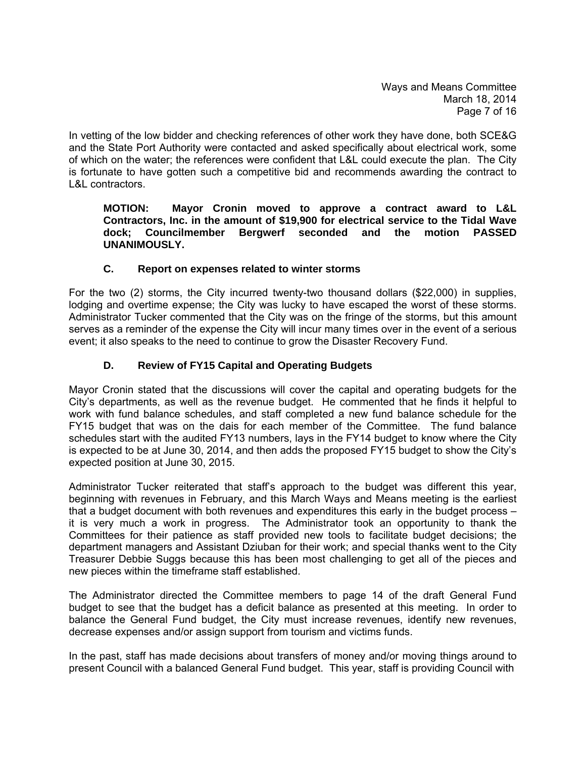In vetting of the low bidder and checking references of other work they have done, both SCE&G and the State Port Authority were contacted and asked specifically about electrical work, some of which on the water; the references were confident that L&L could execute the plan. The City is fortunate to have gotten such a competitive bid and recommends awarding the contract to L&L contractors.

> **MOTION: Mayor Cronin moved to approve a contract award to L&L Contractors, Inc. in the amount of $19,900 for electrical service to the Tidal Wave dock; Councilmember Bergwerf seconded and the motion PASSED UNANIMOUSLY.**

### C. Report on expenses related to winter storms

For the two (2) storms, the City incurred twenty-two thousand dollars ($22,000) in supplies, lodging and overtime expense; the City was lucky to have escaped the worst of these storms. Administrator Tucker commented that the City was on the fringe of the storms, but this amount serves as a reminder of the expense the City will incur many times over in the event of a serious event; it also speaks to the need to continue to grow the Disaster Recovery Fund.

### D. Review of FY15 Capital and Operating Budgets

Mayor Cronin stated that the discussions will cover the capital and operating budgets for the City's departments, as well as the revenue budget. He commented that he finds it helpful to work with fund balance schedules, and staff completed a new fund balance schedule for the FY15 budget that was on the dais for each member of the Committee. The fund balance schedules start with the audited FY13 numbers, lays in the FY14 budget to know where the City is expected to be at June 30, 2014, and then adds the proposed FY15 budget to show the City's expected position at June 30, 2015.

Administrator Tucker reiterated that staff's approach to the budget was different this year, beginning with revenues in February, and this March Ways and Means meeting is the earliest that a budget document with both revenues and expenditures this early in the budget process – it is very much a work in progress. The Administrator took an opportunity to thank the Committees for their patience as staff provided new tools to facilitate budget decisions; the department managers and Assistant Dziuban for their work; and special thanks went to the City Treasurer Debbie Suggs because this has been most challenging to get all of the pieces and new pieces within the timeframe staff established.

The Administrator directed the Committee members to page 14 of the draft General Fund budget to see that the budget has a deficit balance as presented at this meeting. In order to balance the General Fund budget, the City must increase revenues, identify new revenues, decrease expenses and/or assign support from tourism and victims funds.

In the past, staff has made decisions about transfers of money and/or moving things around to present Council with a balanced General Fund budget. This year, staff is providing Council with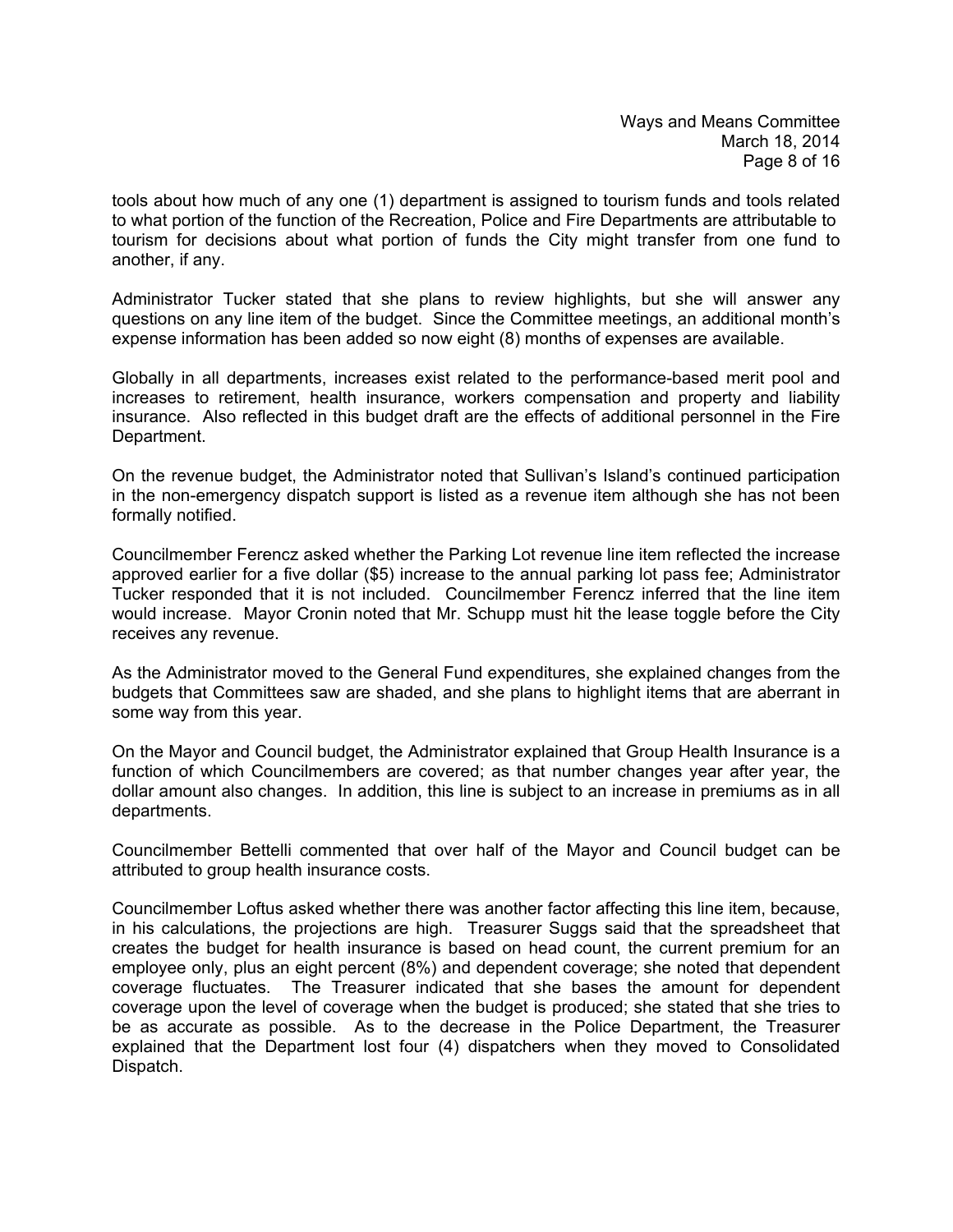tools about how much of any one (1) department is assigned to tourism funds and tools related to what portion of the function of the Recreation, Police and Fire Departments are attributable to tourism for decisions about what portion of funds the City might transfer from one fund to another, if any.

Administrator Tucker stated that she plans to review highlights, but she will answer any questions on any line item of the budget. Since the Committee meetings, an additional month's expense information has been added so now eight (8) months of expenses are available.

Globally in all departments, increases exist related to the performance-based merit pool and increases to retirement, health insurance, workers compensation and property and liability insurance. Also reflected in this budget draft are the effects of additional personnel in the Fire Department.

On the revenue budget, the Administrator noted that Sullivan's Island's continued participation in the non-emergency dispatch support is listed as a revenue item although she has not been formally notified.

Councilmember Ferencz asked whether the Parking Lot revenue line item reflected the increase approved earlier for a five dollar ($5) increase to the annual parking lot pass fee; Administrator Tucker responded that it is not included. Councilmember Ferencz inferred that the line item would increase. Mayor Cronin noted that Mr. Schupp must hit the lease toggle before the City receives any revenue.

As the Administrator moved to the General Fund expenditures, she explained changes from the budgets that Committees saw are shaded, and she plans to highlight items that are aberrant in some way from this year.

On the Mayor and Council budget, the Administrator explained that Group Health Insurance is a function of which Councilmembers are covered; as that number changes year after year, the dollar amount also changes. In addition, this line is subject to an increase in premiums as in all departments.

Councilmember Bettelli commented that over half of the Mayor and Council budget can be attributed to group health insurance costs.

Councilmember Loftus asked whether there was another factor affecting this line item, because, in his calculations, the projections are high. Treasurer Suggs said that the spreadsheet that creates the budget for health insurance is based on head count, the current premium for an employee only, plus an eight percent (8%) and dependent coverage; she noted that dependent coverage fluctuates. The Treasurer indicated that she bases the amount for dependent coverage upon the level of coverage when the budget is produced; she stated that she tries to be as accurate as possible. As to the decrease in the Police Department, the Treasurer explained that the Department lost four (4) dispatchers when they moved to Consolidated Dispatch.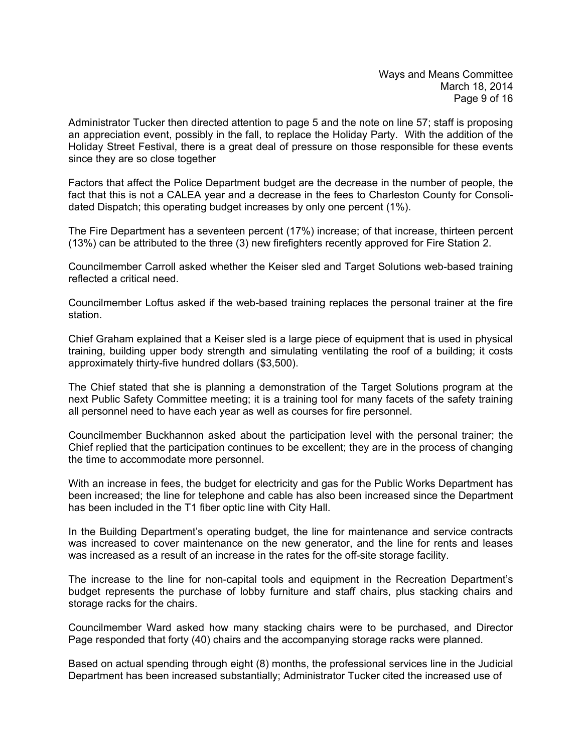Administrator Tucker then directed attention to page 5 and the note on line 57; staff is proposing an appreciation event, possibly in the fall, to replace the Holiday Party. With the addition of the Holiday Street Festival, there is a great deal of pressure on those responsible for these events since they are so close together

Factors that affect the Police Department budget are the decrease in the number of people, the fact that this is not a CALEA year and a decrease in the fees to Charleston County for Consolidated Dispatch; this operating budget increases by only one percent (1%).

The Fire Department has a seventeen percent (17%) increase; of that increase, thirteen percent (13%) can be attributed to the three (3) new firefighters recently approved for Fire Station 2.

Councilmember Carroll asked whether the Keiser sled and Target Solutions web-based training reflected a critical need.

Councilmember Loftus asked if the web-based training replaces the personal trainer at the fire station.

Chief Graham explained that a Keiser sled is a large piece of equipment that is used in physical training, building upper body strength and simulating ventilating the roof of a building; it costs approximately thirty-five hundred dollars ($3,500).

The Chief stated that she is planning a demonstration of the Target Solutions program at the next Public Safety Committee meeting; it is a training tool for many facets of the safety training all personnel need to have each year as well as courses for fire personnel.

Councilmember Buckhannon asked about the participation level with the personal trainer; the Chief replied that the participation continues to be excellent; they are in the process of changing the time to accommodate more personnel.

With an increase in fees, the budget for electricity and gas for the Public Works Department has been increased; the line for telephone and cable has also been increased since the Department has been included in the T1 fiber optic line with City Hall.

In the Building Department's operating budget, the line for maintenance and service contracts was increased to cover maintenance on the new generator, and the line for rents and leases was increased as a result of an increase in the rates for the off-site storage facility.

The increase to the line for non-capital tools and equipment in the Recreation Department's budget represents the purchase of lobby furniture and staff chairs, plus stacking chairs and storage racks for the chairs.

Councilmember Ward asked how many stacking chairs were to be purchased, and Director Page responded that forty (40) chairs and the accompanying storage racks were planned.

Based on actual spending through eight (8) months, the professional services line in the Judicial Department has been increased substantially; Administrator Tucker cited the increased use of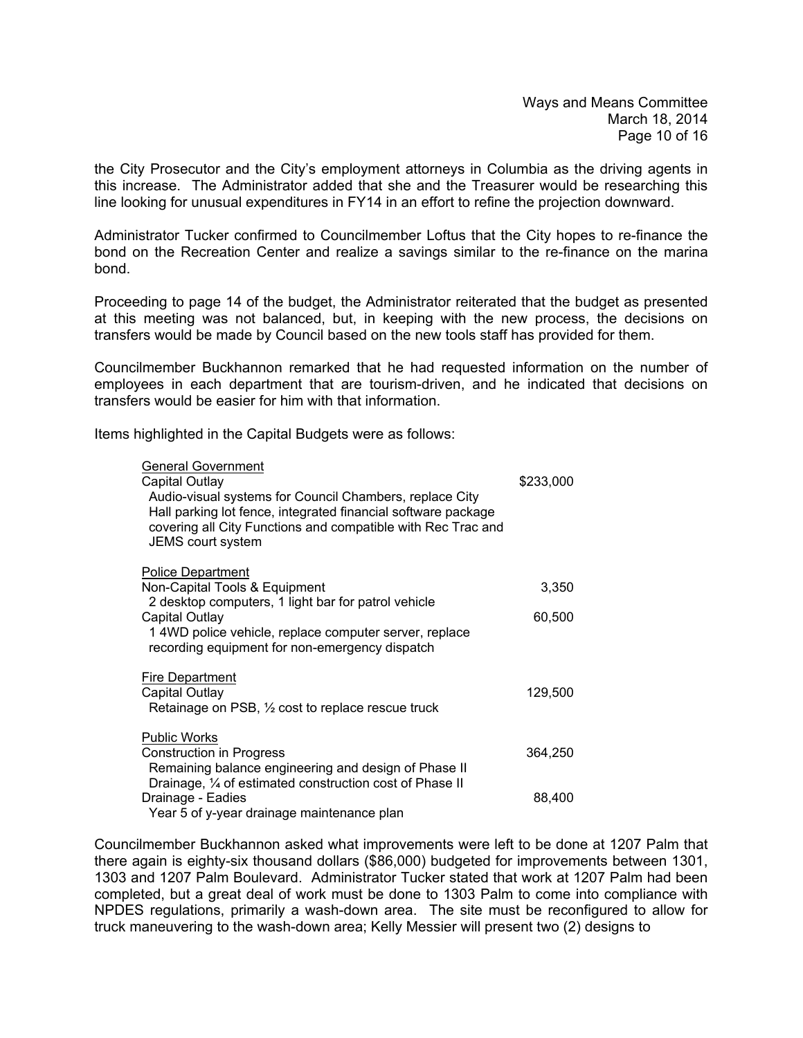the City Prosecutor and the City's employment attorneys in Columbia as the driving agents in this increase. The Administrator added that she and the Treasurer would be researching this line looking for unusual expenditures in FY14 in an effort to refine the projection downward.

Administrator Tucker confirmed to Councilmember Loftus that the City hopes to re-finance the bond on the Recreation Center and realize a savings similar to the re-finance on the marina bond.

Proceeding to page 14 of the budget, the Administrator reiterated that the budget as presented at this meeting was not balanced, but, in keeping with the new process, the decisions on transfers would be made by Council based on the new tools staff has provided for them.

Councilmember Buckhannon remarked that he had requested information on the number of employees in each department that are tourism-driven, and he indicated that decisions on transfers would be easier for him with that information.

Items highlighted in the Capital Budgets were as follows:

| | |
|---|---|
| General Government | |
| Capital Outlay | $233,000 |
| Audio-visual systems for Council Chambers, replace City Hall parking lot fence, integrated financial software package covering all City Functions and compatible with Rec Trac and JEMS court system | |
| Police Department | |
| Non-Capital Tools & Equipment | 3,350 |
| 2 desktop computers, 1 light bar for patrol vehicle | |
| Capital Outlay | 60,500 |
| 1 4WD police vehicle, replace computer server, replace recording equipment for non-emergency dispatch | |
| Fire Department | |
| Capital Outlay | 129,500 |
| Retainage on PSB, ½ cost to replace rescue truck | |
| Public Works | |
| Construction in Progress | 364,250 |
| Remaining balance engineering and design of Phase II Drainage, ¼ of estimated construction cost of Phase II | |
| Drainage - Eadies | 88,400 |
| Year 5 of y-year drainage maintenance plan | |

Councilmember Buckhannon asked what improvements were left to be done at 1207 Palm that there again is eighty-six thousand dollars ($86,000) budgeted for improvements between 1301, 1303 and 1207 Palm Boulevard. Administrator Tucker stated that work at 1207 Palm had been completed, but a great deal of work must be done to 1303 Palm to come into compliance with NPDES regulations, primarily a wash-down area. The site must be reconfigured to allow for truck maneuvering to the wash-down area; Kelly Messier will present two (2) designs to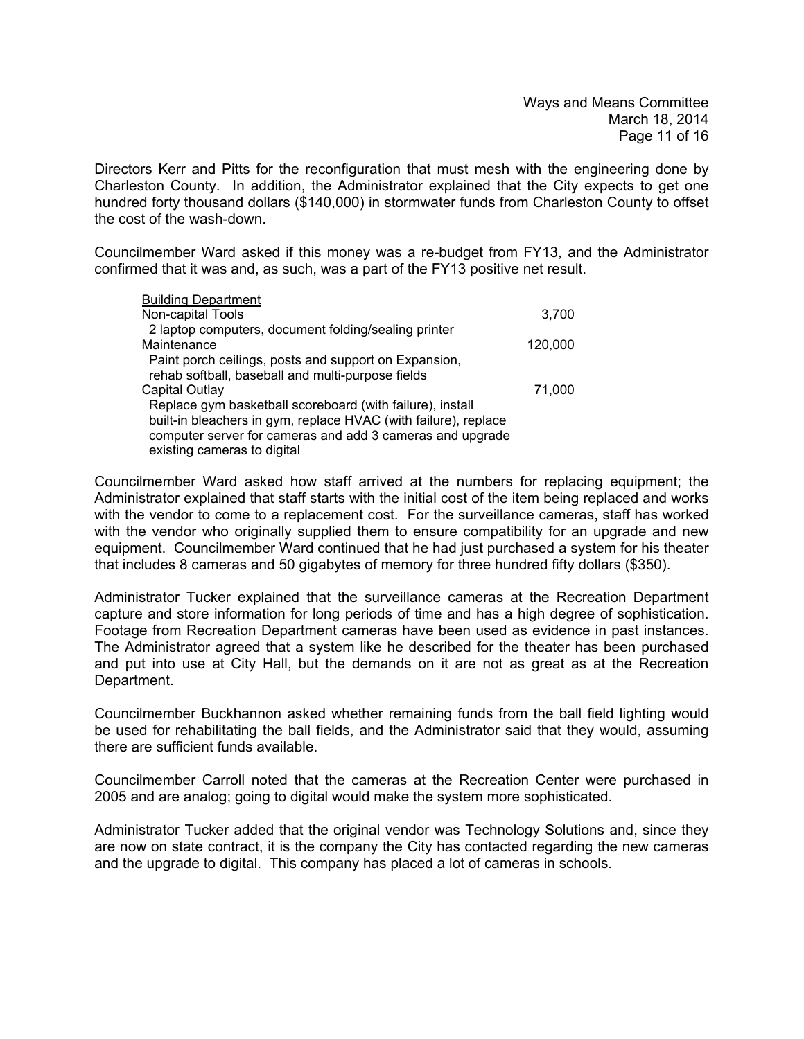Directors Kerr and Pitts for the reconfiguration that must mesh with the engineering done by Charleston County. In addition, the Administrator explained that the City expects to get one hundred forty thousand dollars ($140,000) in stormwater funds from Charleston County to offset the cost of the wash-down.

Councilmember Ward asked if this money was a re-budget from FY13, and the Administrator confirmed that it was and, as such, was a part of the FY13 positive net result.

| | |
|---|---|
| <u>Building Department</u> | |
| Non-capital Tools | 3,700 |
| 2 laptop computers, document folding/sealing printer | |
| Maintenance | 120,000 |
| Paint porch ceilings, posts and support on Expansion, rehab softball, baseball and multi-purpose fields | |
| Capital Outlay | 71,000 |
| Replace gym basketball scoreboard (with failure), install built-in bleachers in gym, replace HVAC (with failure), replace computer server for cameras and add 3 cameras and upgrade existing cameras to digital | |

Councilmember Ward asked how staff arrived at the numbers for replacing equipment; the Administrator explained that staff starts with the initial cost of the item being replaced and works with the vendor to come to a replacement cost. For the surveillance cameras, staff has worked with the vendor who originally supplied them to ensure compatibility for an upgrade and new equipment. Councilmember Ward continued that he had just purchased a system for his theater that includes 8 cameras and 50 gigabytes of memory for three hundred fifty dollars ($350).

Administrator Tucker explained that the surveillance cameras at the Recreation Department capture and store information for long periods of time and has a high degree of sophistication. Footage from Recreation Department cameras have been used as evidence in past instances. The Administrator agreed that a system like he described for the theater has been purchased and put into use at City Hall, but the demands on it are not as great as at the Recreation Department.

Councilmember Buckhannon asked whether remaining funds from the ball field lighting would be used for rehabilitating the ball fields, and the Administrator said that they would, assuming there are sufficient funds available.

Councilmember Carroll noted that the cameras at the Recreation Center were purchased in 2005 and are analog; going to digital would make the system more sophisticated.

Administrator Tucker added that the original vendor was Technology Solutions and, since they are now on state contract, it is the company the City has contacted regarding the new cameras and the upgrade to digital. This company has placed a lot of cameras in schools.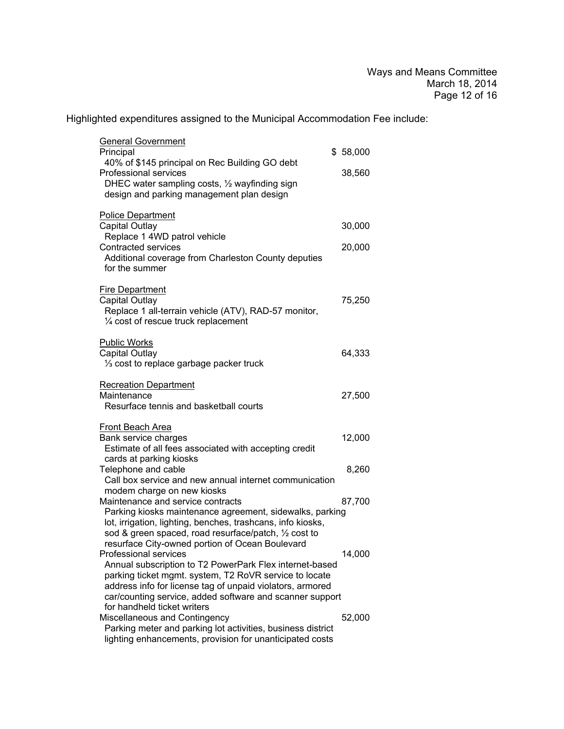Highlighted expenditures assigned to the Municipal Accommodation Fee include:

| | |
|---|---|
| <u>General Government</u> | |
| Principal<br>40% of $145 principal on Rec Building GO debt | $ 58,000 |
| Professional services<br>DHEC water sampling costs, ½ wayfinding sign design and parking management plan design | 38,560 |
| <u>Police Department</u> | |
| Capital Outlay<br>Replace 1 4WD patrol vehicle | 30,000 |
| Contracted services<br>Additional coverage from Charleston County deputies for the summer | 20,000 |
| <u>Fire Department</u> | |
| Capital Outlay<br>Replace 1 all-terrain vehicle (ATV), RAD-57 monitor, ¼ cost of rescue truck replacement | 75,250 |
| <u>Public Works</u> | |
| Capital Outlay<br>⅓ cost to replace garbage packer truck | 64,333 |
| <u>Recreation Department</u> | |
| Maintenance<br>Resurface tennis and basketball courts | 27,500 |
| <u>Front Beach Area</u> | |
| Bank service charges<br>Estimate of all fees associated with accepting credit cards at parking kiosks | 12,000 |
| Telephone and cable<br>Call box service and new annual internet communication modem charge on new kiosks | 8,260 |
| Maintenance and service contracts<br>Parking kiosks maintenance agreement, sidewalks, parking lot, irrigation, lighting, benches, trashcans, info kiosks, sod & green spaced, road resurface/patch, ½ cost to resurface City-owned portion of Ocean Boulevard | 87,700 |
| Professional services<br>Annual subscription to T2 PowerPark Flex internet-based parking ticket mgmt. system, T2 RoVR service to locate address info for license tag of unpaid violators, armored car/counting service, added software and scanner support for handheld ticket writers | 14,000 |
| Miscellaneous and Contingency<br>Parking meter and parking lot activities, business district lighting enhancements, provision for unanticipated costs | 52,000 |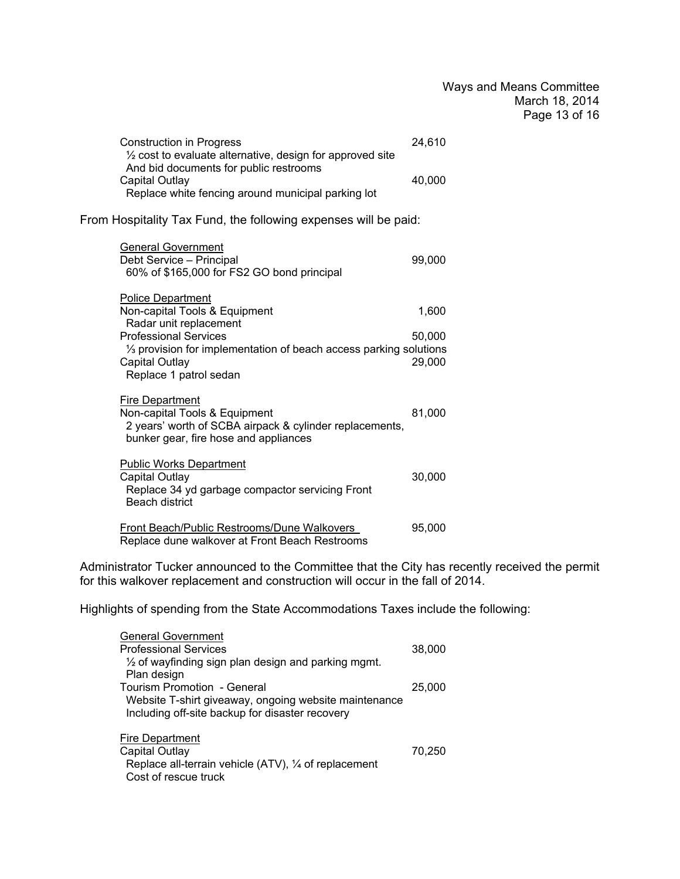Construction in Progress 24,610
½ cost to evaluate alternative, design for approved site And bid documents for public restrooms

Capital Outlay 40,000
Replace white fencing around municipal parking lot

From Hospitality Tax Fund, the following expenses will be paid:

General Government

Debt Service – Principal 99,000
60% of $165,000 for FS2 GO bond principal

Police Department

Non-capital Tools & Equipment 1,600
Radar unit replacement

Professional Services 50,000
⅓ provision for implementation of beach access parking solutions

Capital Outlay 29,000
Replace 1 patrol sedan

Fire Department

Non-capital Tools & Equipment 81,000
2 years' worth of SCBA airpack & cylinder replacements, bunker gear, fire hose and appliances

Public Works Department

Capital Outlay 30,000
Replace 34 yd garbage compactor servicing Front Beach district

Front Beach/Public Restrooms/Dune Walkovers 95,000
Replace dune walkover at Front Beach Restrooms

Administrator Tucker announced to the Committee that the City has recently received the permit for this walkover replacement and construction will occur in the fall of 2014.

Highlights of spending from the State Accommodations Taxes include the following:

General Government

Professional Services 38,000
½ of wayfinding sign plan design and parking mgmt. Plan design

Tourism Promotion - General 25,000
Website T-shirt giveaway, ongoing website maintenance Including off-site backup for disaster recovery

Fire Department

Capital Outlay 70,250
Replace all-terrain vehicle (ATV), ¼ of replacement Cost of rescue truck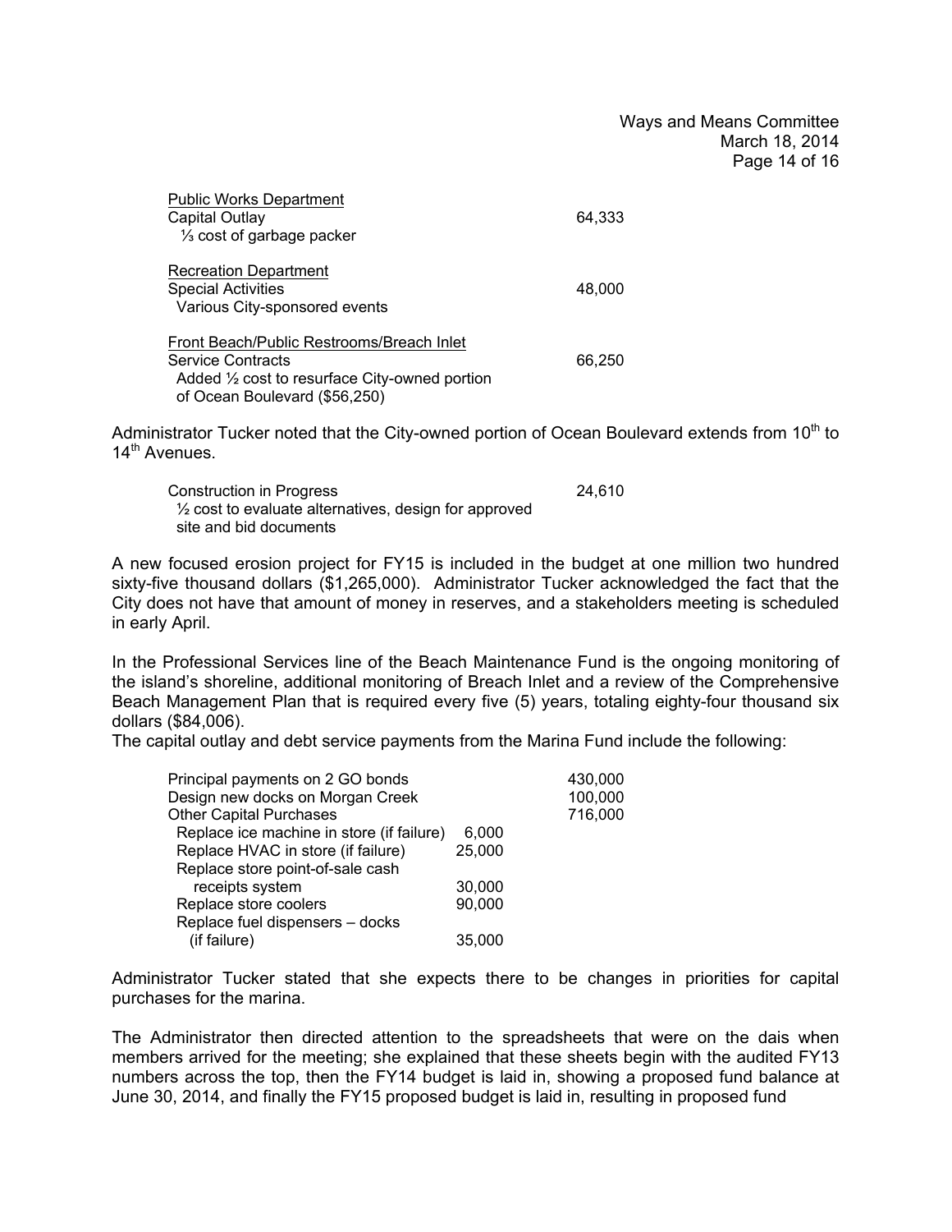| | |
|---|---|
| Public Works Department | |
| Capital Outlay | 64,333 |
| ⅓ cost of garbage packer | |
| | |
| Recreation Department | |
| Special Activities | 48,000 |
| Various City-sponsored events | |
| | |
| Front Beach/Public Restrooms/Breach Inlet | |
| Service Contracts | 66,250 |
| Added ½ cost to resurface City-owned portion of Ocean Boulevard ($56,250) | |

Administrator Tucker noted that the City-owned portion of Ocean Boulevard extends from 10th to 14th Avenues.

| | |
|---|---|
| Construction in Progress | 24,610 |
| ½ cost to evaluate alternatives, design for approved site and bid documents | |

A new focused erosion project for FY15 is included in the budget at one million two hundred sixty-five thousand dollars ($1,265,000). Administrator Tucker acknowledged the fact that the City does not have that amount of money in reserves, and a stakeholders meeting is scheduled in early April.

In the Professional Services line of the Beach Maintenance Fund is the ongoing monitoring of the island's shoreline, additional monitoring of Breach Inlet and a review of the Comprehensive Beach Management Plan that is required every five (5) years, totaling eighty-four thousand six dollars ($84,006).

The capital outlay and debt service payments from the Marina Fund include the following:

| | | |
|---|---|---|
| Principal payments on 2 GO bonds | | 430,000 |
| Design new docks on Morgan Creek | | 100,000 |
| Other Capital Purchases | | 716,000 |
| Replace ice machine in store (if failure) | 6,000 | |
| Replace HVAC in store (if failure) | 25,000 | |
| Replace store point-of-sale cash receipts system | 30,000 | |
| Replace store coolers | 90,000 | |
| Replace fuel dispensers – docks (if failure) | 35,000 | |

Administrator Tucker stated that she expects there to be changes in priorities for capital purchases for the marina.

The Administrator then directed attention to the spreadsheets that were on the dais when members arrived for the meeting; she explained that these sheets begin with the audited FY13 numbers across the top, then the FY14 budget is laid in, showing a proposed fund balance at June 30, 2014, and finally the FY15 proposed budget is laid in, resulting in proposed fund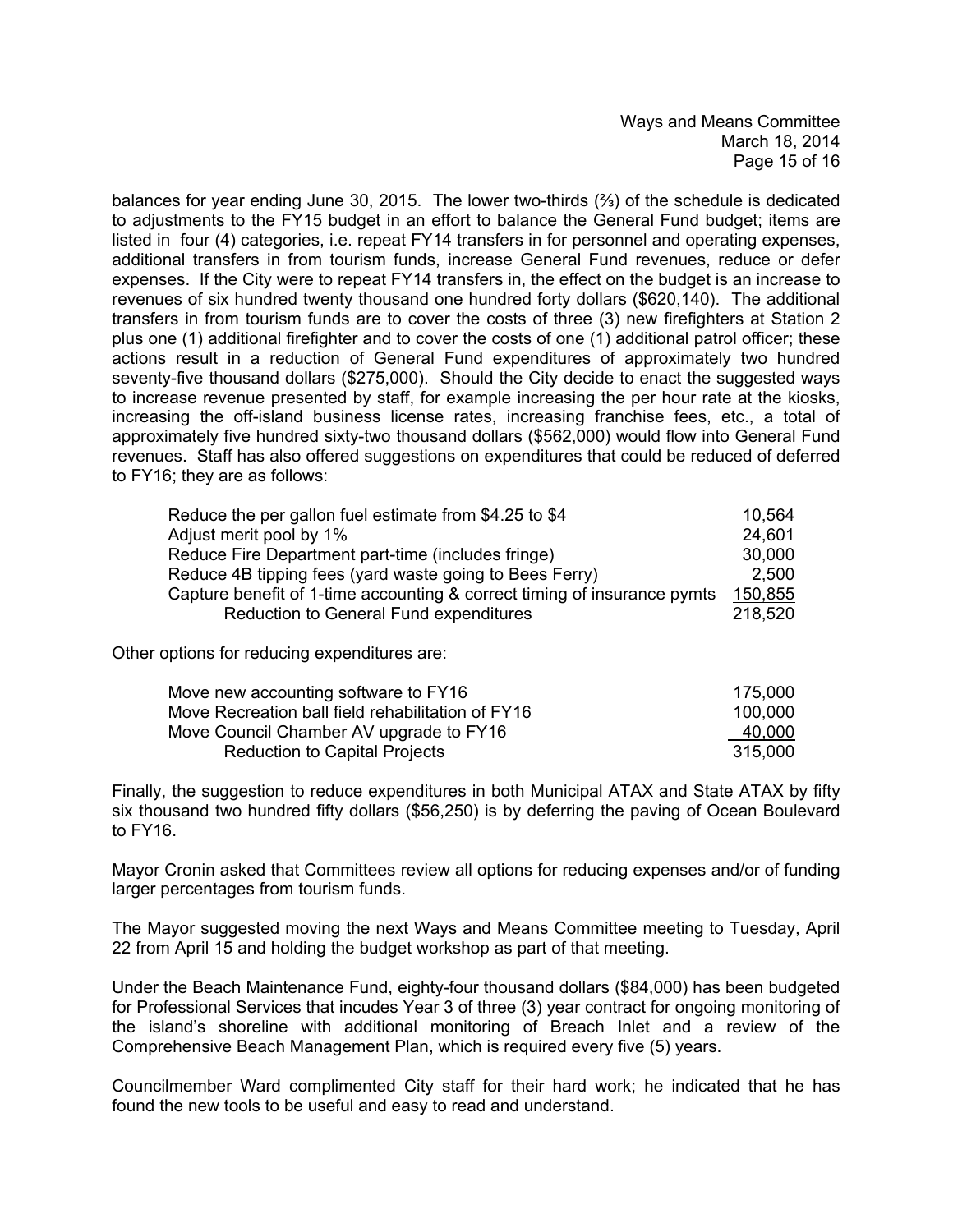balances for year ending June 30, 2015. The lower two-thirds (⅔) of the schedule is dedicated to adjustments to the FY15 budget in an effort to balance the General Fund budget; items are listed in four (4) categories, i.e. repeat FY14 transfers in for personnel and operating expenses, additional transfers in from tourism funds, increase General Fund revenues, reduce or defer expenses. If the City were to repeat FY14 transfers in, the effect on the budget is an increase to revenues of six hundred twenty thousand one hundred forty dollars ($620,140). The additional transfers in from tourism funds are to cover the costs of three (3) new firefighters at Station 2 plus one (1) additional firefighter and to cover the costs of one (1) additional patrol officer; these actions result in a reduction of General Fund expenditures of approximately two hundred seventy-five thousand dollars ($275,000). Should the City decide to enact the suggested ways to increase revenue presented by staff, for example increasing the per hour rate at the kiosks, increasing the off-island business license rates, increasing franchise fees, etc., a total of approximately five hundred sixty-two thousand dollars ($562,000) would flow into General Fund revenues. Staff has also offered suggestions on expenditures that could be reduced of deferred to FY16; they are as follows:

| | |
|---|---|
| Reduce the per gallon fuel estimate from $4.25 to $4 | 10,564 |
| Adjust merit pool by 1% | 24,601 |
| Reduce Fire Department part-time (includes fringe) | 30,000 |
| Reduce 4B tipping fees (yard waste going to Bees Ferry) | 2,500 |
| Capture benefit of 1-time accounting & correct timing of insurance pymts | 150,855 |
| Reduction to General Fund expenditures | 218,520 |

Other options for reducing expenditures are:

| | |
|---|---|
| Move new accounting software to FY16 | 175,000 |
| Move Recreation ball field rehabilitation of FY16 | 100,000 |
| Move Council Chamber AV upgrade to FY16 | 40,000 |
| Reduction to Capital Projects | 315,000 |

Finally, the suggestion to reduce expenditures in both Municipal ATAX and State ATAX by fifty six thousand two hundred fifty dollars ($56,250) is by deferring the paving of Ocean Boulevard to FY16.

Mayor Cronin asked that Committees review all options for reducing expenses and/or of funding larger percentages from tourism funds.

The Mayor suggested moving the next Ways and Means Committee meeting to Tuesday, April 22 from April 15 and holding the budget workshop as part of that meeting.

Under the Beach Maintenance Fund, eighty-four thousand dollars ($84,000) has been budgeted for Professional Services that incudes Year 3 of three (3) year contract for ongoing monitoring of the island's shoreline with additional monitoring of Breach Inlet and a review of the Comprehensive Beach Management Plan, which is required every five (5) years.

Councilmember Ward complimented City staff for their hard work; he indicated that he has found the new tools to be useful and easy to read and understand.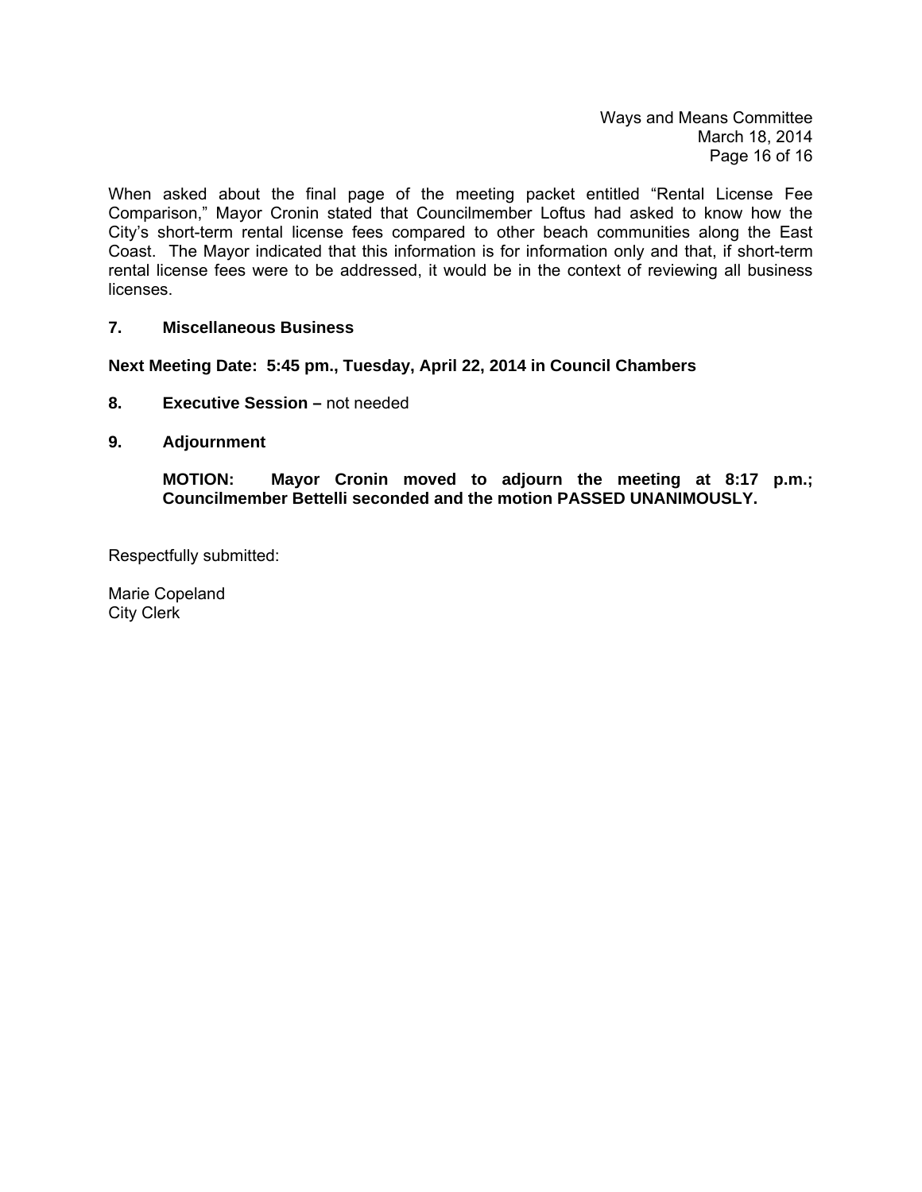When asked about the final page of the meeting packet entitled "Rental License Fee Comparison," Mayor Cronin stated that Councilmember Loftus had asked to know how the City's short-term rental license fees compared to other beach communities along the East Coast. The Mayor indicated that this information is for information only and that, if short-term rental license fees were to be addressed, it would be in the context of reviewing all business licenses.

**7. Miscellaneous Business**

**Next Meeting Date: 5:45 pm., Tuesday, April 22, 2014 in Council Chambers**

**8. Executive Session –** not needed

**9. Adjournment**

**MOTION: Mayor Cronin moved to adjourn the meeting at 8:17 p.m.; Councilmember Bettelli seconded and the motion PASSED UNANIMOUSLY.**

Respectfully submitted:

Marie Copeland
City Clerk